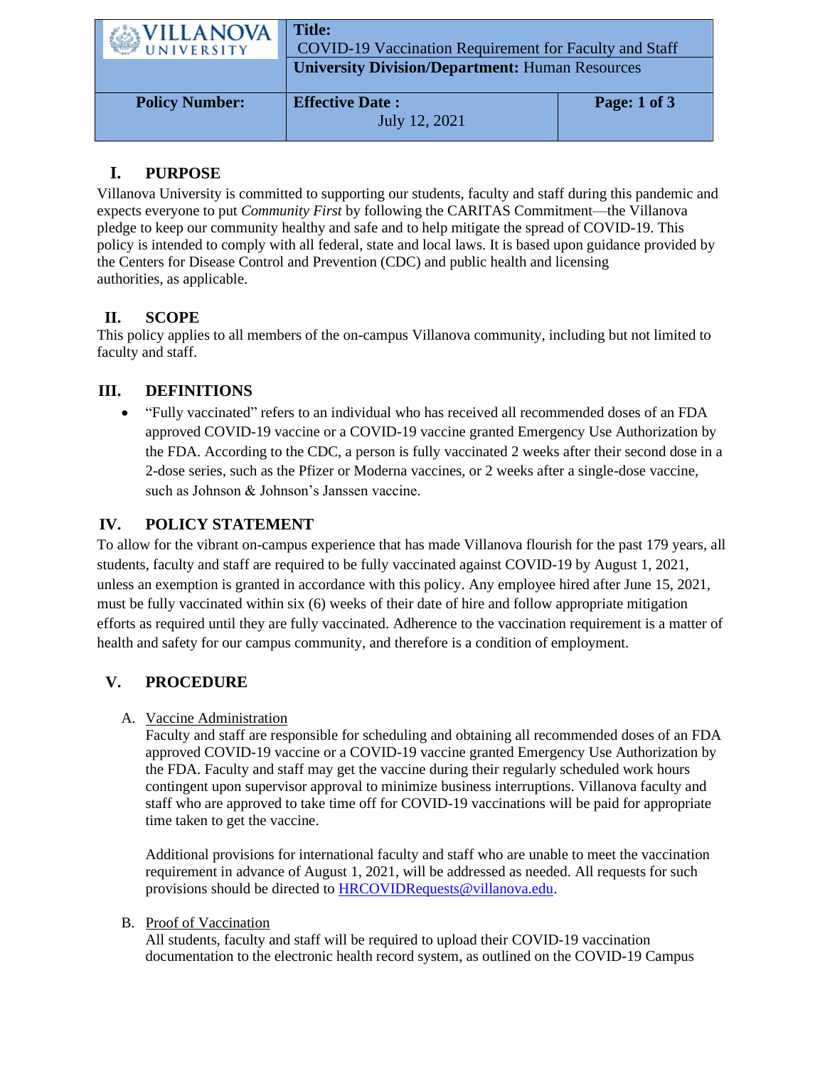| VILLANOVA UNIVERSITY | **Title:** COVID-19 Vaccination Requirement for Faculty and Staff | |
|---|---|---|
| | **University Division/Department:** Human Resources | |
| **Policy Number:** | **Effective Date :** July 12, 2021 | **Page: 1 of 3** |

## I. PURPOSE

Villanova University is committed to supporting our students, faculty and staff during this pandemic and expects everyone to put *Community First* by following the CARITAS Commitment—the Villanova pledge to keep our community healthy and safe and to help mitigate the spread of COVID-19. This policy is intended to comply with all federal, state and local laws. It is based upon guidance provided by the Centers for Disease Control and Prevention (CDC) and public health and licensing authorities, as applicable.

## II. SCOPE

This policy applies to all members of the on-campus Villanova community, including but not limited to faculty and staff.

## III. DEFINITIONS

- "Fully vaccinated" refers to an individual who has received all recommended doses of an FDA approved COVID-19 vaccine or a COVID-19 vaccine granted Emergency Use Authorization by the FDA. According to the CDC, a person is fully vaccinated 2 weeks after their second dose in a 2-dose series, such as the Pfizer or Moderna vaccines, or 2 weeks after a single-dose vaccine, such as Johnson & Johnson's Janssen vaccine.

## IV. POLICY STATEMENT

To allow for the vibrant on-campus experience that has made Villanova flourish for the past 179 years, all students, faculty and staff are required to be fully vaccinated against COVID-19 by August 1, 2021, unless an exemption is granted in accordance with this policy. Any employee hired after June 15, 2021, must be fully vaccinated within six (6) weeks of their date of hire and follow appropriate mitigation efforts as required until they are fully vaccinated. Adherence to the vaccination requirement is a matter of health and safety for our campus community, and therefore is a condition of employment.

## V. PROCEDURE

A. Vaccine Administration

Faculty and staff are responsible for scheduling and obtaining all recommended doses of an FDA approved COVID-19 vaccine or a COVID-19 vaccine granted Emergency Use Authorization by the FDA. Faculty and staff may get the vaccine during their regularly scheduled work hours contingent upon supervisor approval to minimize business interruptions. Villanova faculty and staff who are approved to take time off for COVID-19 vaccinations will be paid for appropriate time taken to get the vaccine.

Additional provisions for international faculty and staff who are unable to meet the vaccination requirement in advance of August 1, 2021, will be addressed as needed. All requests for such provisions should be directed to HRCOVIDRequests@villanova.edu.

B. Proof of Vaccination

All students, faculty and staff will be required to upload their COVID-19 vaccination documentation to the electronic health record system, as outlined on the COVID-19 Campus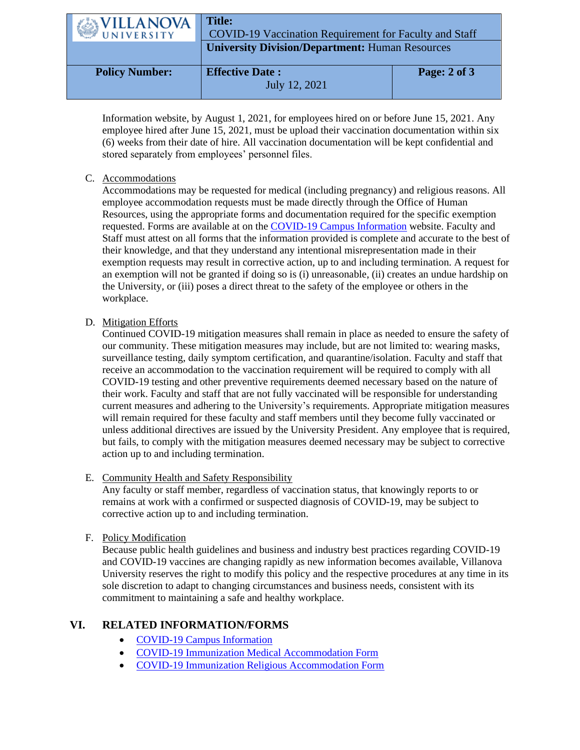Information website, by August 1, 2021, for employees hired on or before June 15, 2021. Any employee hired after June 15, 2021, must be upload their vaccination documentation within six (6) weeks from their date of hire. All vaccination documentation will be kept confidential and stored separately from employees' personnel files.

C. Accommodations
Accommodations may be requested for medical (including pregnancy) and religious reasons. All employee accommodation requests must be made directly through the Office of Human Resources, using the appropriate forms and documentation required for the specific exemption requested. Forms are available at on the COVID-19 Campus Information website. Faculty and Staff must attest on all forms that the information provided is complete and accurate to the best of their knowledge, and that they understand any intentional misrepresentation made in their exemption requests may result in corrective action, up to and including termination. A request for an exemption will not be granted if doing so is (i) unreasonable, (ii) creates an undue hardship on the University, or (iii) poses a direct threat to the safety of the employee or others in the workplace.

D. Mitigation Efforts
Continued COVID-19 mitigation measures shall remain in place as needed to ensure the safety of our community. These mitigation measures may include, but are not limited to: wearing masks, surveillance testing, daily symptom certification, and quarantine/isolation. Faculty and staff that receive an accommodation to the vaccination requirement will be required to comply with all COVID-19 testing and other preventive requirements deemed necessary based on the nature of their work. Faculty and staff that are not fully vaccinated will be responsible for understanding current measures and adhering to the University's requirements. Appropriate mitigation measures will remain required for these faculty and staff members until they become fully vaccinated or unless additional directives are issued by the University President. Any employee that is required, but fails, to comply with the mitigation measures deemed necessary may be subject to corrective action up to and including termination.

E. Community Health and Safety Responsibility
Any faculty or staff member, regardless of vaccination status, that knowingly reports to or remains at work with a confirmed or suspected diagnosis of COVID-19, may be subject to corrective action up to and including termination.

F. Policy Modification
Because public health guidelines and business and industry best practices regarding COVID-19 and COVID-19 vaccines are changing rapidly as new information becomes available, Villanova University reserves the right to modify this policy and the respective procedures at any time in its sole discretion to adapt to changing circumstances and business needs, consistent with its commitment to maintaining a safe and healthy workplace.

## VI. RELATED INFORMATION/FORMS

- COVID-19 Campus Information
- COVID-19 Immunization Medical Accommodation Form
- COVID-19 Immunization Religious Accommodation Form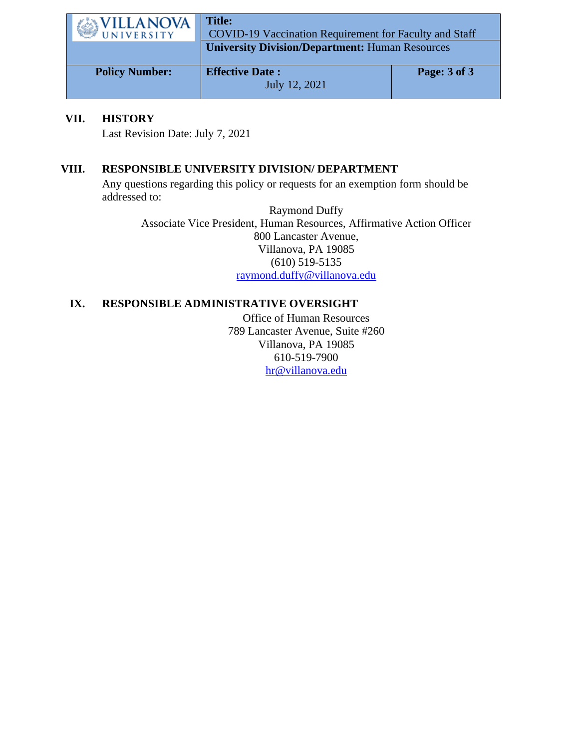## VII. HISTORY

Last Revision Date: July 7, 2021

## VIII. RESPONSIBLE UNIVERSITY DIVISION/ DEPARTMENT

Any questions regarding this policy or requests for an exemption form should be addressed to:

Raymond Duffy
Associate Vice President, Human Resources, Affirmative Action Officer
800 Lancaster Avenue,
Villanova, PA 19085
(610) 519-5135
raymond.duffy@villanova.edu

## IX. RESPONSIBLE ADMINISTRATIVE OVERSIGHT

Office of Human Resources
789 Lancaster Avenue, Suite #260
Villanova, PA 19085
610-519-7900
hr@villanova.edu